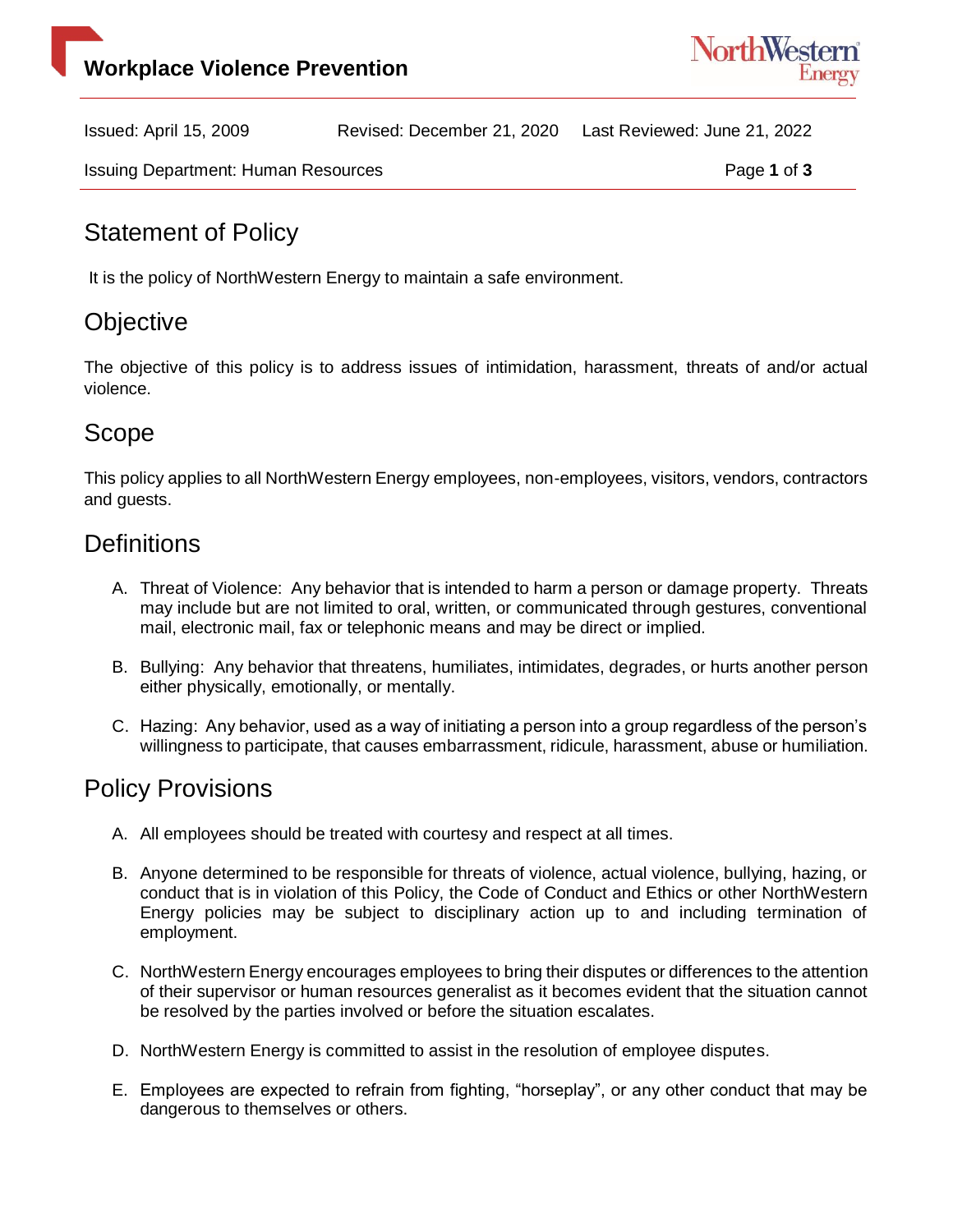# Workplace Violence Prevention

Issued: April 15, 2009 Revised: December 21, 2020 Last Reviewed: June 21, 2022

Issuing Department: Human Resources

## Statement of Policy

It is the policy of NorthWestern Energy to maintain a safe environment.

## Objective

The objective of this policy is to address issues of intimidation, harassment, threats of and/or actual violence.

## Scope

This policy applies to all NorthWestern Energy employees, non-employees, visitors, vendors, contractors and guests.

## Definitions

A. Threat of Violence: Any behavior that is intended to harm a person or damage property. Threats may include but are not limited to oral, written, or communicated through gestures, conventional mail, electronic mail, fax or telephonic means and may be direct or implied.

B. Bullying: Any behavior that threatens, humiliates, intimidates, degrades, or hurts another person either physically, emotionally, or mentally.

C. Hazing: Any behavior, used as a way of initiating a person into a group regardless of the person's willingness to participate, that causes embarrassment, ridicule, harassment, abuse or humiliation.

## Policy Provisions

A. All employees should be treated with courtesy and respect at all times.

B. Anyone determined to be responsible for threats of violence, actual violence, bullying, hazing, or conduct that is in violation of this Policy, the Code of Conduct and Ethics or other NorthWestern Energy policies may be subject to disciplinary action up to and including termination of employment.

C. NorthWestern Energy encourages employees to bring their disputes or differences to the attention of their supervisor or human resources generalist as it becomes evident that the situation cannot be resolved by the parties involved or before the situation escalates.

D. NorthWestern Energy is committed to assist in the resolution of employee disputes.

E. Employees are expected to refrain from fighting, "horseplay", or any other conduct that may be dangerous to themselves or others.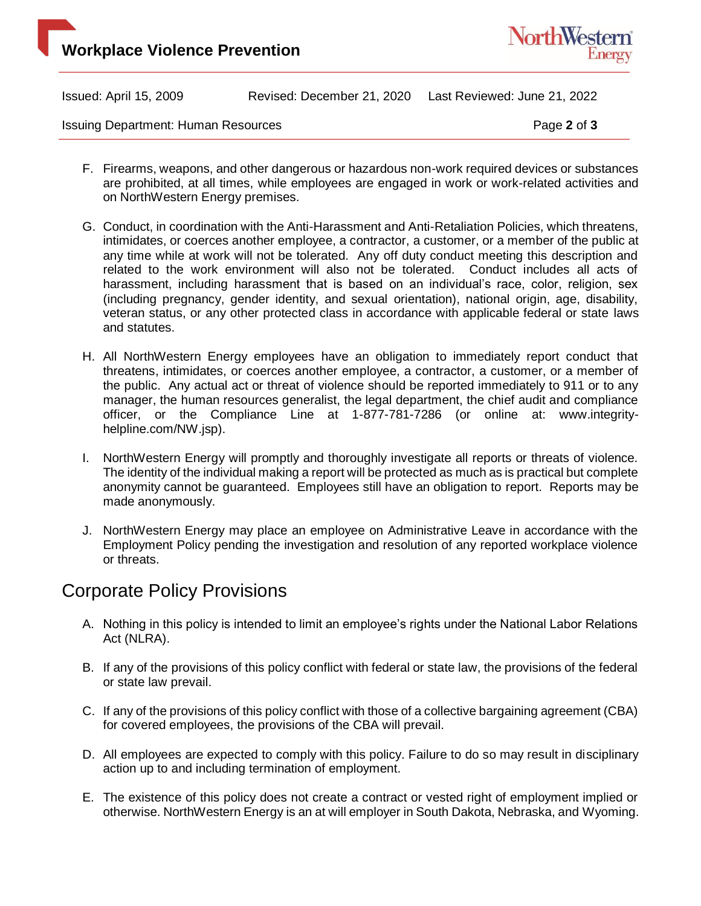F. Firearms, weapons, and other dangerous or hazardous non-work required devices or substances are prohibited, at all times, while employees are engaged in work or work-related activities and on NorthWestern Energy premises.

G. Conduct, in coordination with the Anti-Harassment and Anti-Retaliation Policies, which threatens, intimidates, or coerces another employee, a contractor, a customer, or a member of the public at any time while at work will not be tolerated. Any off duty conduct meeting this description and related to the work environment will also not be tolerated. Conduct includes all acts of harassment, including harassment that is based on an individual's race, color, religion, sex (including pregnancy, gender identity, and sexual orientation), national origin, age, disability, veteran status, or any other protected class in accordance with applicable federal or state laws and statutes.

H. All NorthWestern Energy employees have an obligation to immediately report conduct that threatens, intimidates, or coerces another employee, a contractor, a customer, or a member of the public. Any actual act or threat of violence should be reported immediately to 911 or to any manager, the human resources generalist, the legal department, the chief audit and compliance officer, or the Compliance Line at 1-877-781-7286 (or online at: www.integrity-helpline.com/NW.jsp).

I. NorthWestern Energy will promptly and thoroughly investigate all reports or threats of violence. The identity of the individual making a report will be protected as much as is practical but complete anonymity cannot be guaranteed. Employees still have an obligation to report. Reports may be made anonymously.

J. NorthWestern Energy may place an employee on Administrative Leave in accordance with the Employment Policy pending the investigation and resolution of any reported workplace violence or threats.

## Corporate Policy Provisions

A. Nothing in this policy is intended to limit an employee's rights under the National Labor Relations Act (NLRA).

B. If any of the provisions of this policy conflict with federal or state law, the provisions of the federal or state law prevail.

C. If any of the provisions of this policy conflict with those of a collective bargaining agreement (CBA) for covered employees, the provisions of the CBA will prevail.

D. All employees are expected to comply with this policy. Failure to do so may result in disciplinary action up to and including termination of employment.

E. The existence of this policy does not create a contract or vested right of employment implied or otherwise. NorthWestern Energy is an at will employer in South Dakota, Nebraska, and Wyoming.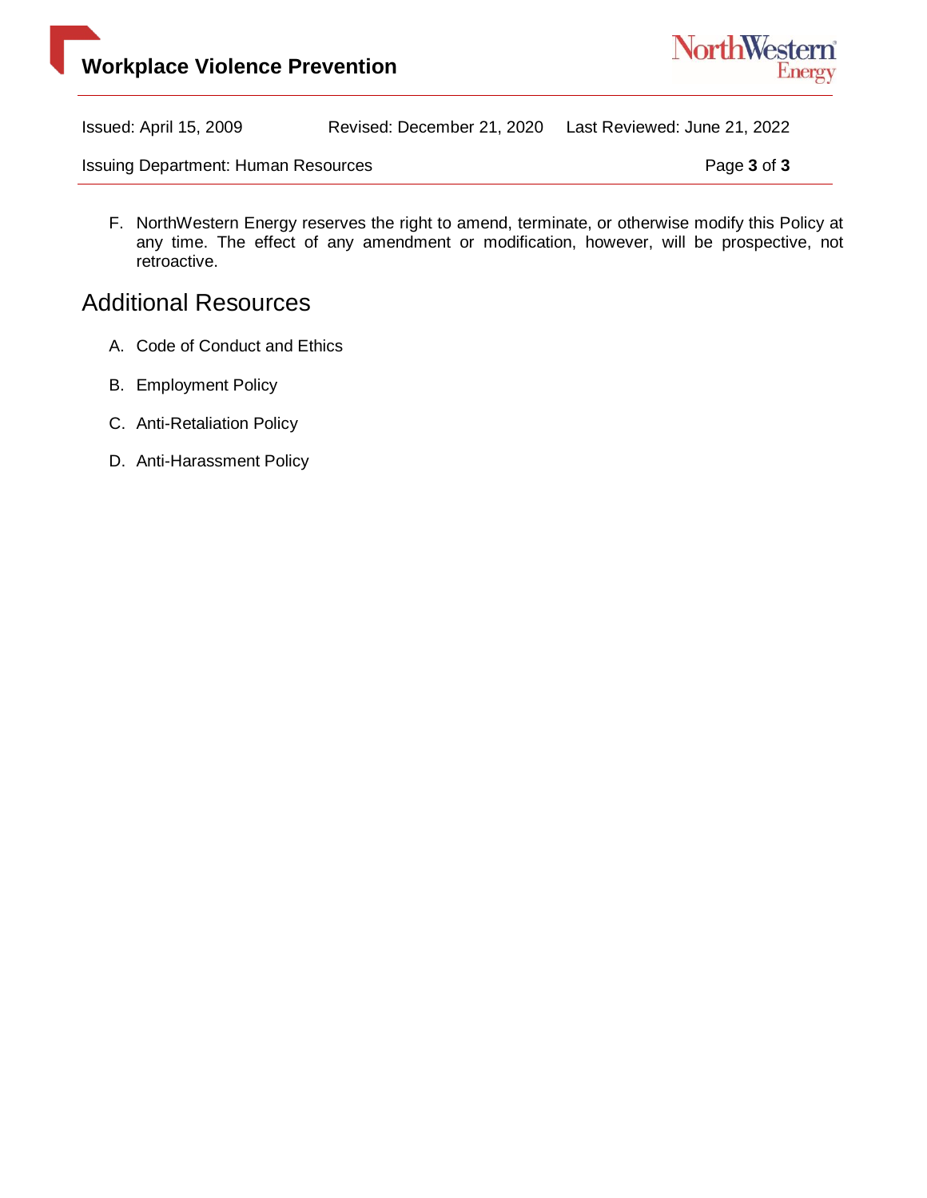F. NorthWestern Energy reserves the right to amend, terminate, or otherwise modify this Policy at any time. The effect of any amendment or modification, however, will be prospective, not retroactive.

## Additional Resources

A. Code of Conduct and Ethics

B. Employment Policy

C. Anti-Retaliation Policy

D. Anti-Harassment Policy